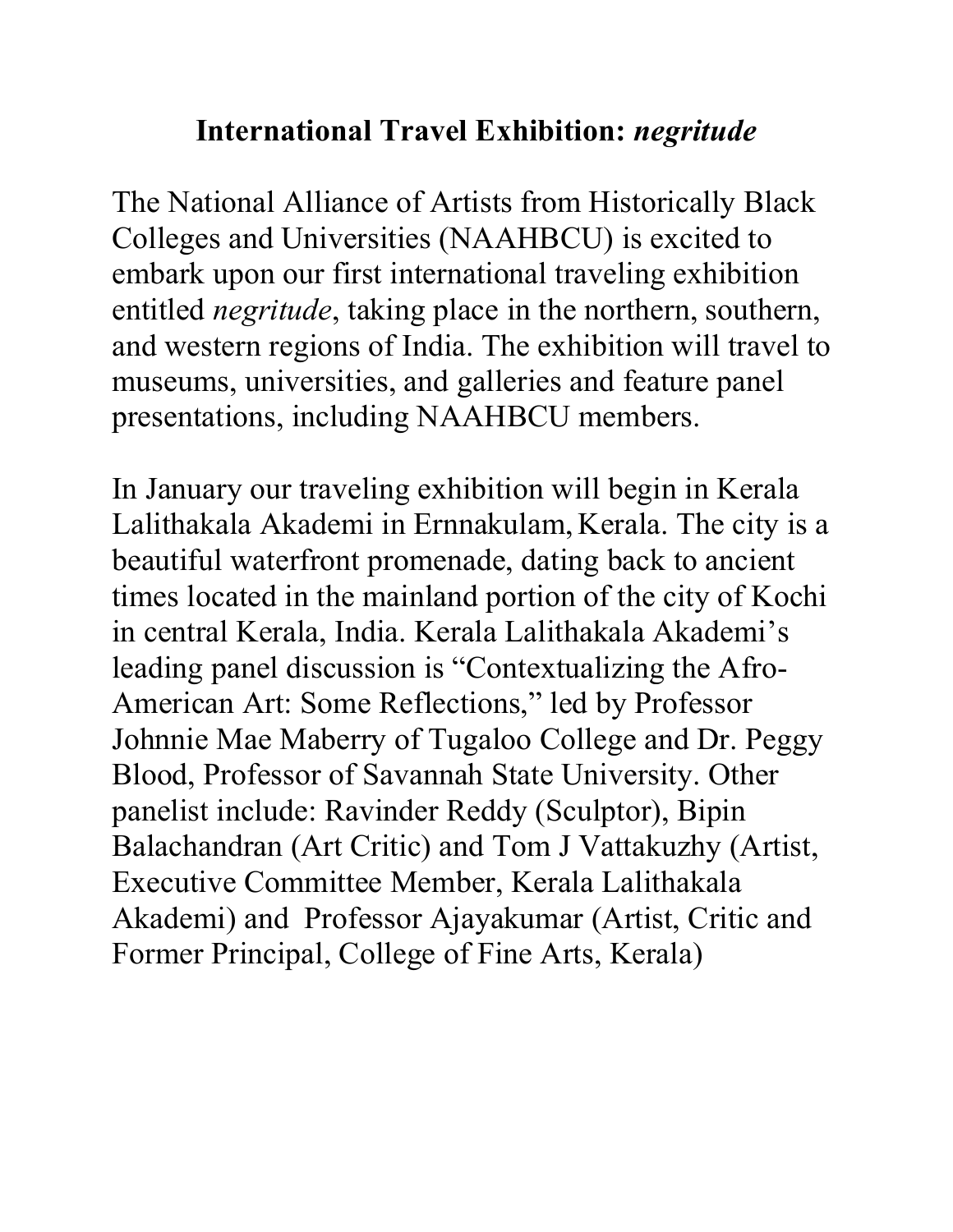# International Travel Exhibition: *negritude*

The National Alliance of Artists from Historically Black Colleges and Universities (NAAHBCU) is excited to embark upon our first international traveling exhibition entitled *negritude*, taking place in the northern, southern, and western regions of India. The exhibition will travel to museums, universities, and galleries and feature panel presentations, including NAAHBCU members.

In January our traveling exhibition will begin in Kerala Lalithakala Akademi in Ernnakulam, Kerala. The city is a beautiful waterfront promenade, dating back to ancient times located in the mainland portion of the city of Kochi in central Kerala, India. Kerala Lalithakala Akademi's leading panel discussion is "Contextualizing the Afro-American Art: Some Reflections," led by Professor Johnnie Mae Maberry of Tugaloo College and Dr. Peggy Blood, Professor of Savannah State University. Other panelist include: Ravinder Reddy (Sculptor), Bipin Balachandran (Art Critic) and Tom J Vattakuzhy (Artist, Executive Committee Member, Kerala Lalithakala Akademi) and Professor Ajayakumar (Artist, Critic and Former Principal, College of Fine Arts, Kerala)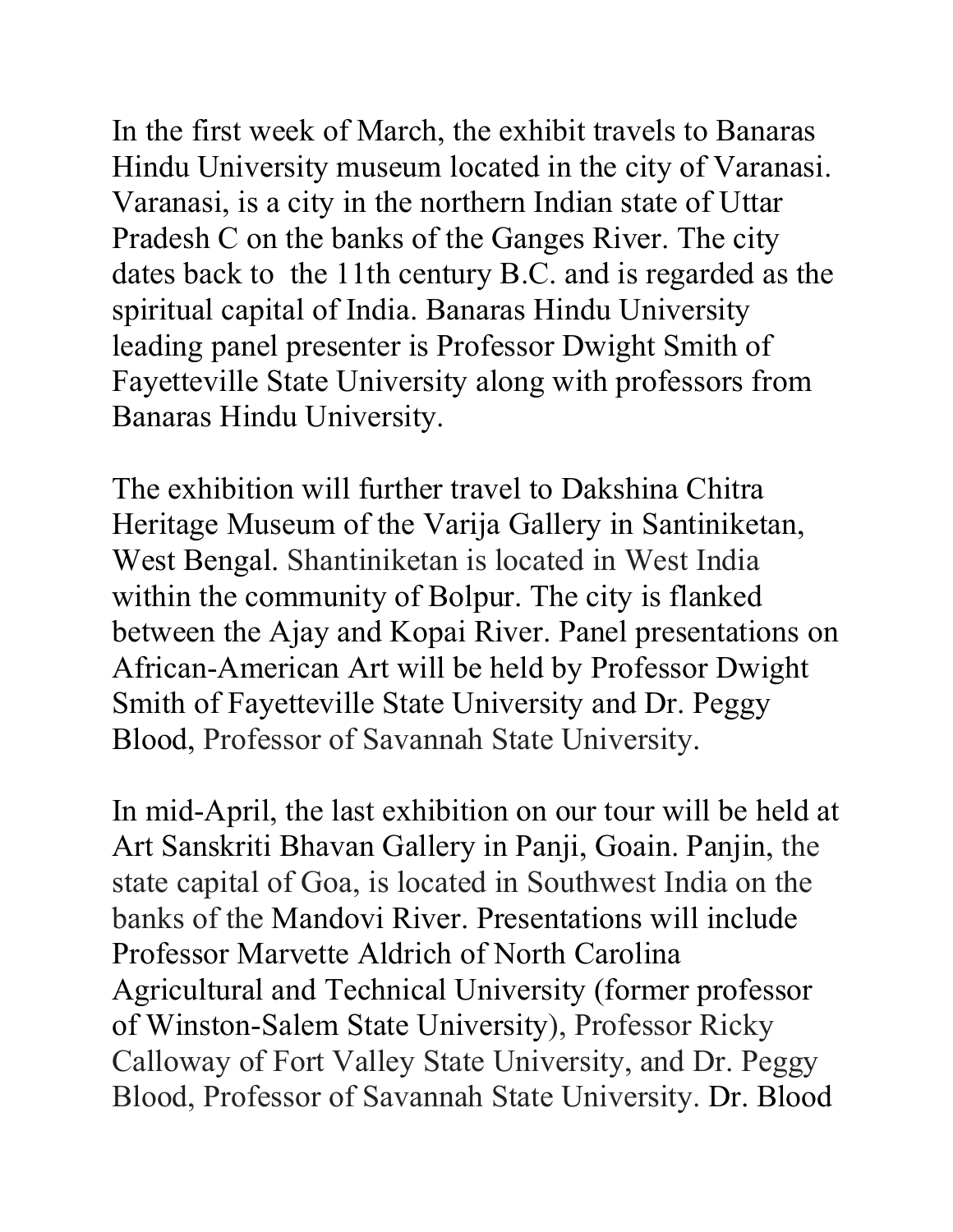In the first week of March, the exhibit travels to Banaras Hindu University museum located in the city of Varanasi. Varanasi, is a city in the northern Indian state of Uttar Pradesh C on the banks of the Ganges River. The city dates back to the 11th century B.C. and is regarded as the spiritual capital of India. Banaras Hindu University leading panel presenter is Professor Dwight Smith of Fayetteville State University along with professors from Banaras Hindu University.

The exhibition will further travel to Dakshina Chitra Heritage Museum of the Varija Gallery in Santiniketan, West Bengal. Shantiniketan is located in West India within the community of Bolpur. The city is flanked between the Ajay and Kopai River. Panel presentations on African-American Art will be held by Professor Dwight Smith of Fayetteville State University and Dr. Peggy Blood, Professor of Savannah State University.

In mid-April, the last exhibition on our tour will be held at Art Sanskriti Bhavan Gallery in Panji, Goain. Panjin, the state capital of Goa, is located in Southwest India on the banks of the Mandovi River. Presentations will include Professor Marvette Aldrich of North Carolina Agricultural and Technical University (former professor of Winston-Salem State University), Professor Ricky Calloway of Fort Valley State University, and Dr. Peggy Blood, Professor of Savannah State University. Dr. Blood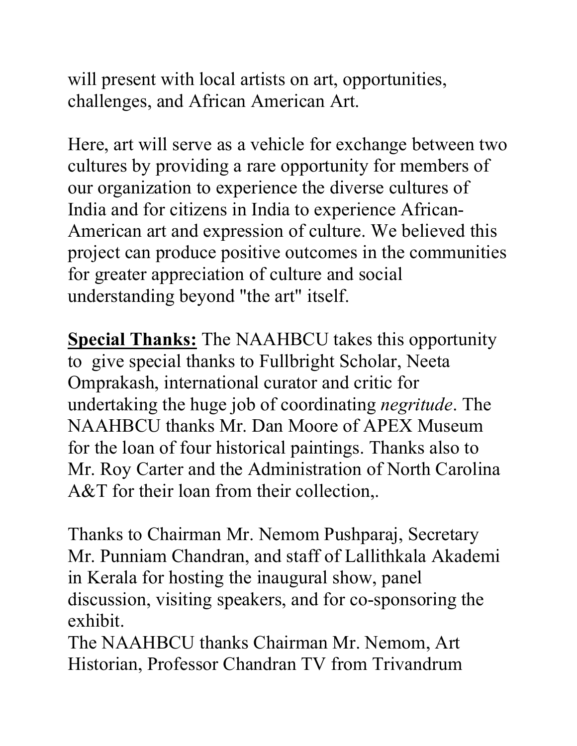will present with local artists on art, opportunities, challenges, and African American Art.

Here, art will serve as a vehicle for exchange between two cultures by providing a rare opportunity for members of our organization to experience the diverse cultures of India and for citizens in India to experience African-American art and expression of culture. We believed this project can produce positive outcomes in the communities for greater appreciation of culture and social understanding beyond "the art" itself.

**Special Thanks:** The NAAHBCU takes this opportunity to give special thanks to Fullbright Scholar, Neeta Omprakash, international curator and critic for undertaking the huge job of coordinating *negritude*. The NAAHBCU thanks Mr. Dan Moore of APEX Museum for the loan of four historical paintings. Thanks also to Mr. Roy Carter and the Administration of North Carolina A&T for their loan from their collection,.

Thanks to Chairman Mr. Nemom Pushparaj, Secretary Mr. Punniam Chandran, and staff of Lallithkala Akademi in Kerala for hosting the inaugural show, panel discussion, visiting speakers, and for co-sponsoring the exhibit.
The NAAHBCU thanks Chairman Mr. Nemom, Art Historian, Professor Chandran TV from Trivandrum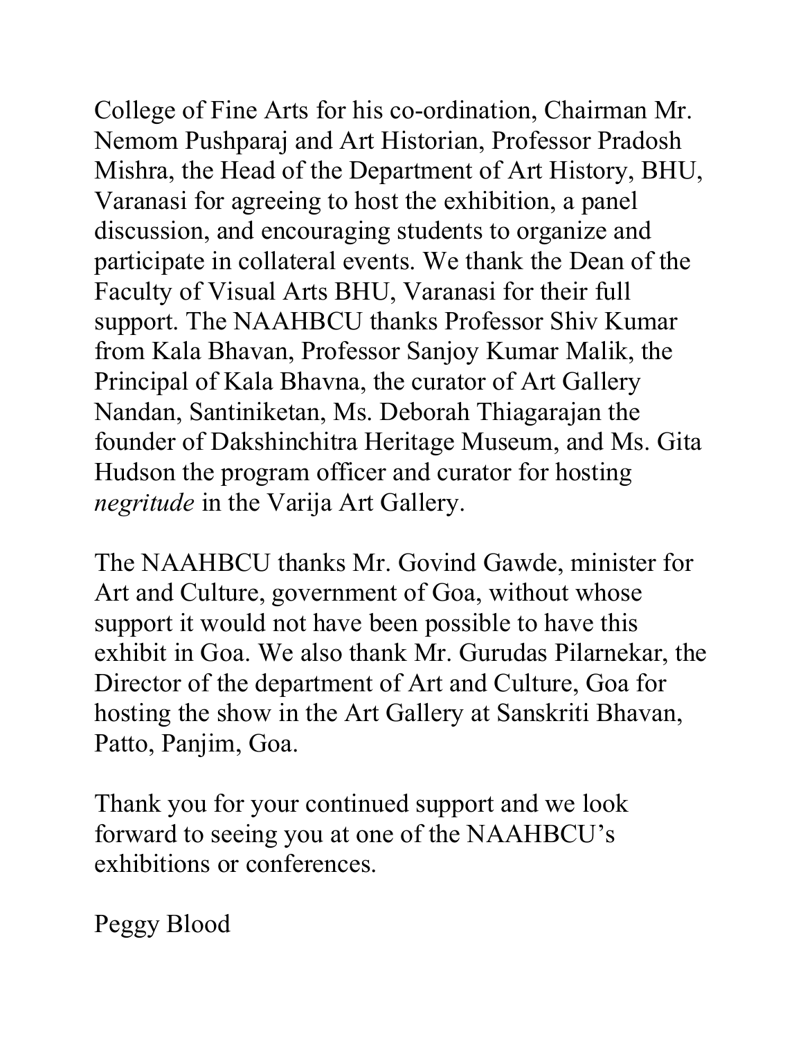College of Fine Arts for his co-ordination, Chairman Mr. Nemom Pushparaj and Art Historian, Professor Pradosh Mishra, the Head of the Department of Art History, BHU, Varanasi for agreeing to host the exhibition, a panel discussion, and encouraging students to organize and participate in collateral events. We thank the Dean of the Faculty of Visual Arts BHU, Varanasi for their full support. The NAAHBCU thanks Professor Shiv Kumar from Kala Bhavan, Professor Sanjoy Kumar Malik, the Principal of Kala Bhavna, the curator of Art Gallery Nandan, Santiniketan, Ms. Deborah Thiagarajan the founder of Dakshinchitra Heritage Museum, and Ms. Gita Hudson the program officer and curator for hosting *negritude* in the Varija Art Gallery.

The NAAHBCU thanks Mr. Govind Gawde, minister for Art and Culture, government of Goa, without whose support it would not have been possible to have this exhibit in Goa. We also thank Mr. Gurudas Pilarnekar, the Director of the department of Art and Culture, Goa for hosting the show in the Art Gallery at Sanskriti Bhavan, Patto, Panjim, Goa.

Thank you for your continued support and we look forward to seeing you at one of the NAAHBCU's exhibitions or conferences.

Peggy Blood